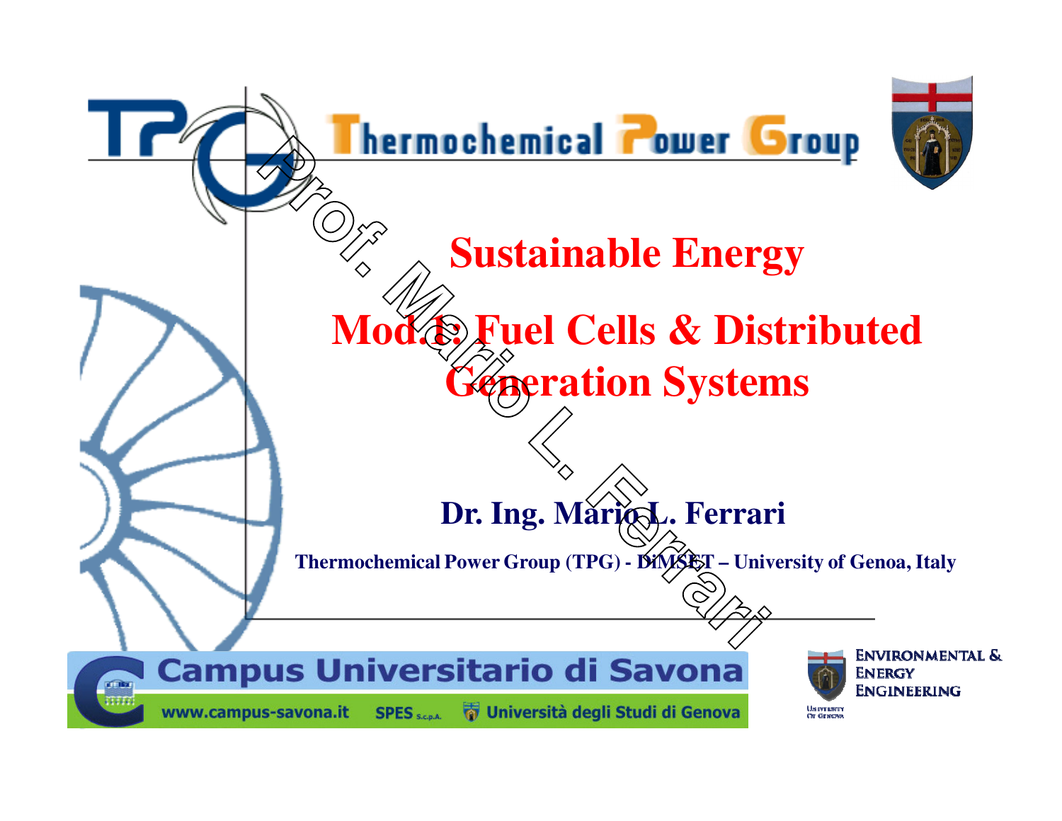Thermochemical Power Group

# Sustainable Energy

# Mod.1: Fuel Cells & Distributed Generation Systems

**Dr. Ing. Mario L. Ferrari**

**Thermochemical Power Group (TPG) - DiMSET – University of Genoa, Italy**

Campus Universitario di Savona

www.campus-savona.it SPES S.c.p.A. Università degli Studi di Genova

Environmental & Energy Engineering

University of Genova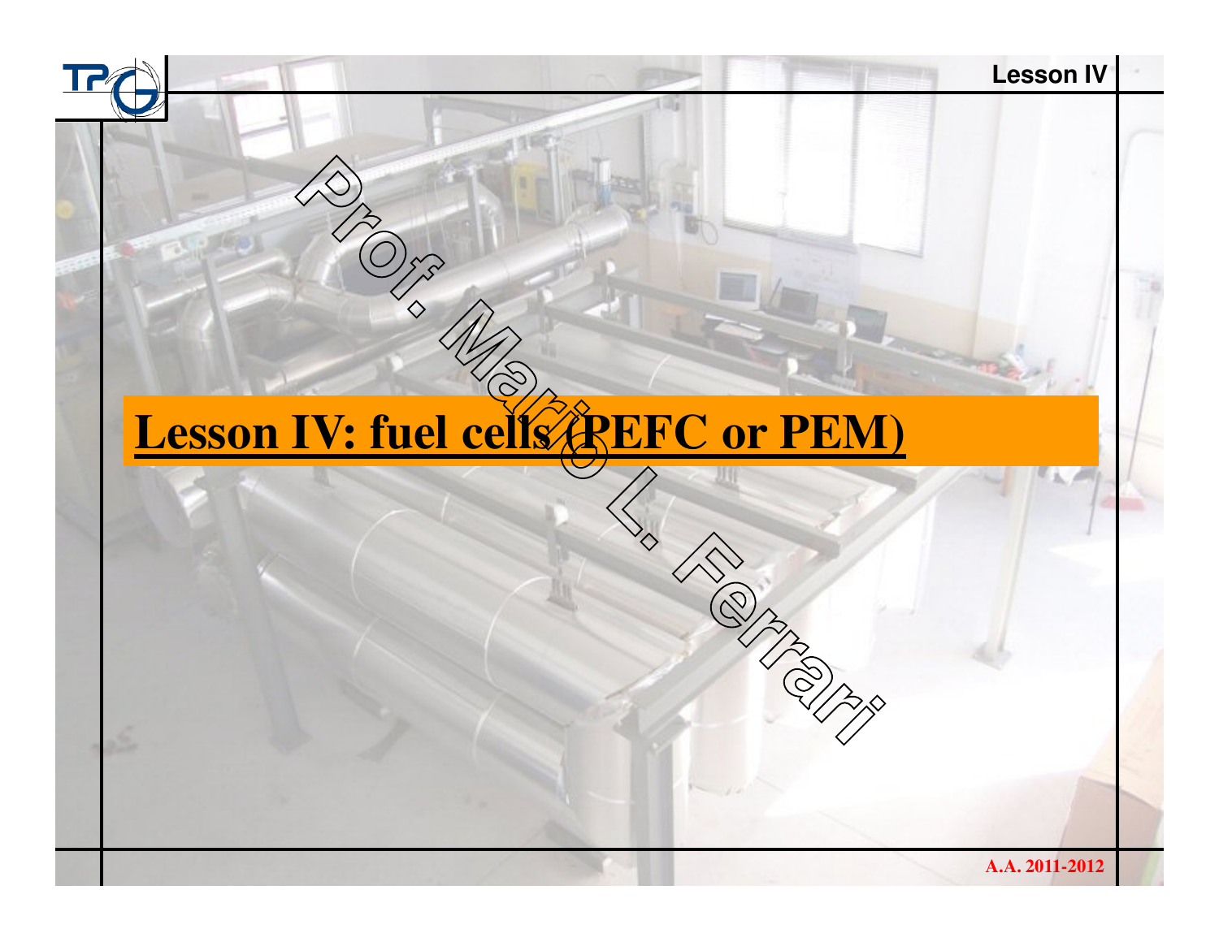# Lesson IV: fuel cells (PEFC or PEM)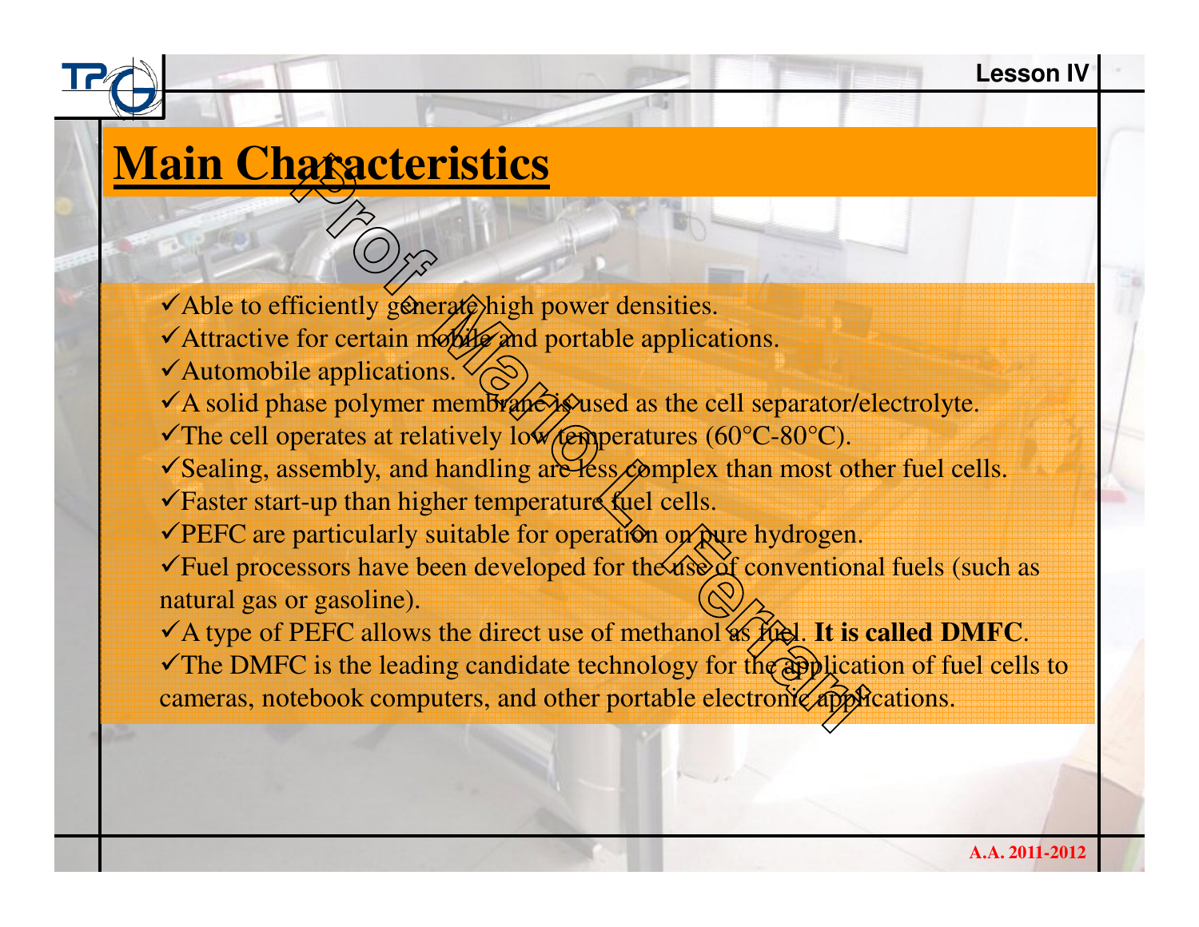# Main Characteristics

- ✓Able to efficiently generate high power densities.
- ✓Attractive for certain mobile and portable applications.
- ✓Automobile applications.
- ✓A solid phase polymer membrane is used as the cell separator/electrolyte.
- ✓The cell operates at relatively low temperatures (60°C-80°C).
- ✓Sealing, assembly, and handling are less complex than most other fuel cells.
- ✓Faster start-up than higher temperature fuel cells.
- ✓PEFC are particularly suitable for operation on pure hydrogen.
- ✓Fuel processors have been developed for the use of conventional fuels (such as natural gas or gasoline).
- ✓A type of PEFC allows the direct use of methanol as fuel. **It is called DMFC**.
- ✓The DMFC is the leading candidate technology for the application of fuel cells to cameras, notebook computers, and other portable electronic applications.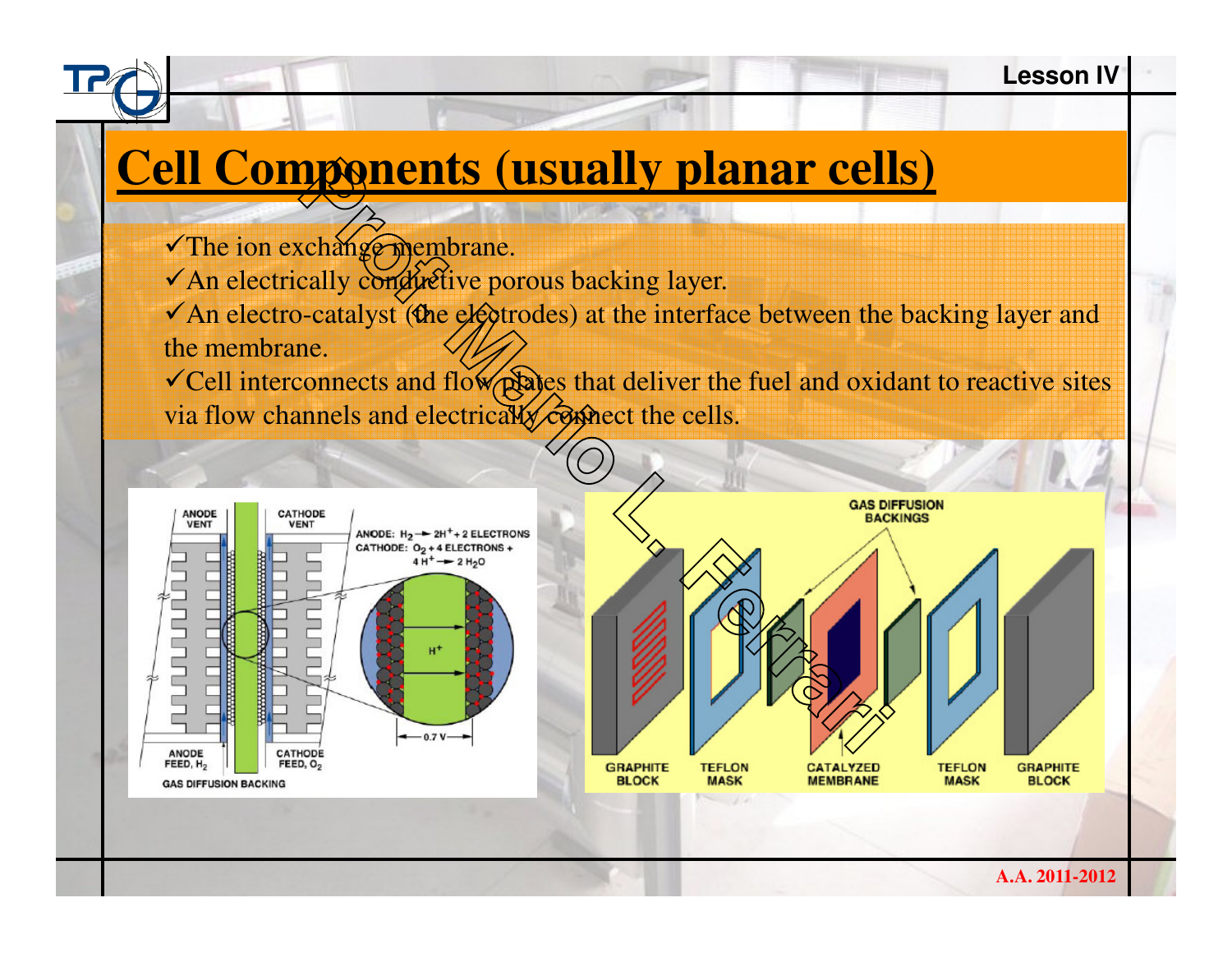# Cell Components (usually planar cells)

- ✓The ion exchange membrane.
- ✓An electrically conductive porous backing layer.
- ✓An electro-catalyst (the electrodes) at the interface between the backing layer and the membrane.
- ✓Cell interconnects and flow plates that deliver the fuel and oxidant to reactive sites via flow channels and electrically connect the cells.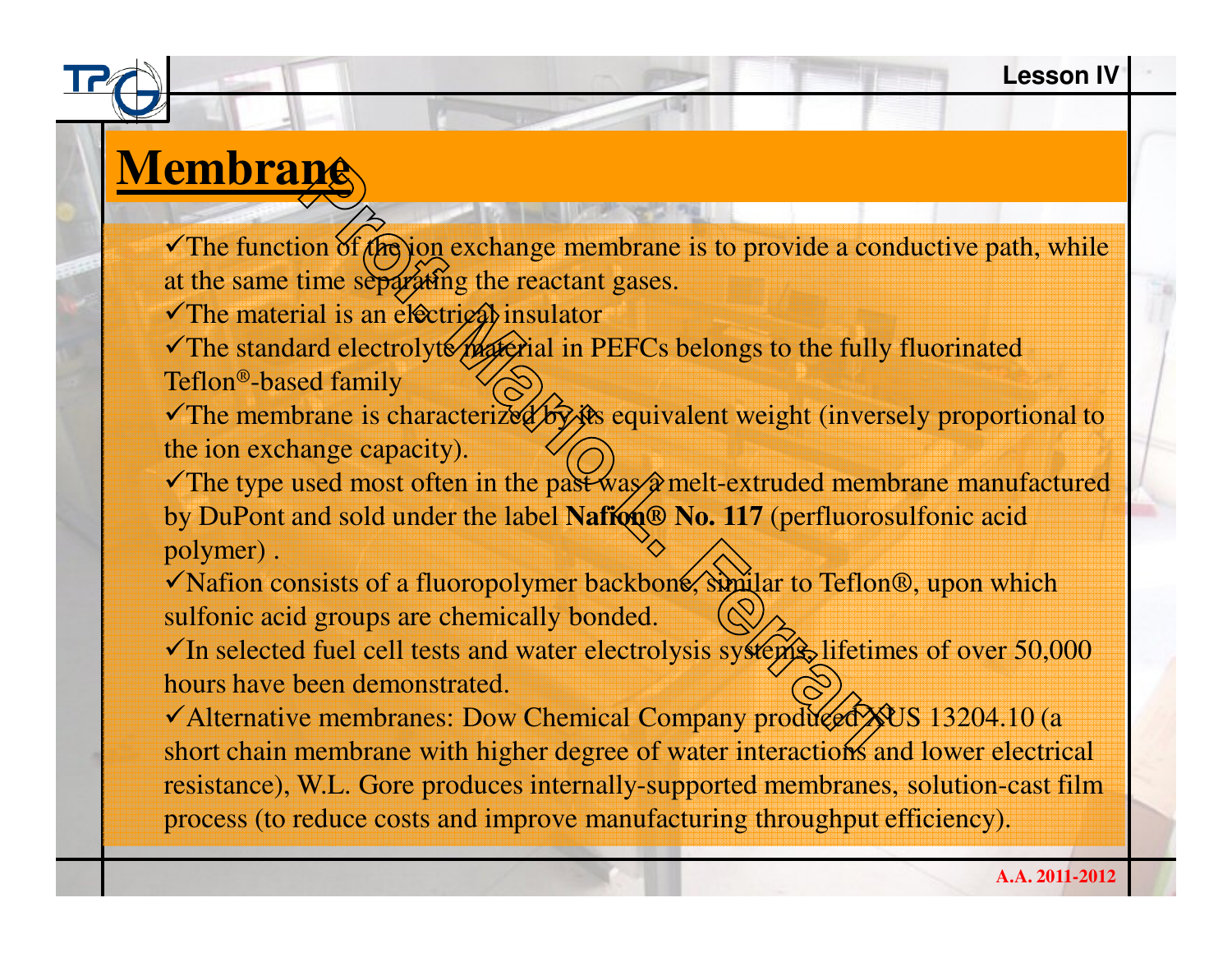# Membrane

- ✓The function of the ion exchange membrane is to provide a conductive path, while at the same time separating the reactant gases.
- ✓The material is an electrical insulator
- ✓The standard electrolyte material in PEFCs belongs to the fully fluorinated Teflon®-based family
- ✓The membrane is characterized by its equivalent weight (inversely proportional to the ion exchange capacity).
- ✓The type used most often in the past was a melt-extruded membrane manufactured by DuPont and sold under the label **Nafion® No. 117** (perfluorosulfonic acid polymer) .
- ✓Nafion consists of a fluoropolymer backbone, similar to Teflon®, upon which sulfonic acid groups are chemically bonded.
- ✓In selected fuel cell tests and water electrolysis systems, lifetimes of over 50,000 hours have been demonstrated.
- ✓Alternative membranes: Dow Chemical Company produced XUS 13204.10 (a short chain membrane with higher degree of water interactions and lower electrical resistance), W.L. Gore produces internally-supported membranes, solution-cast film process (to reduce costs and improve manufacturing throughput efficiency).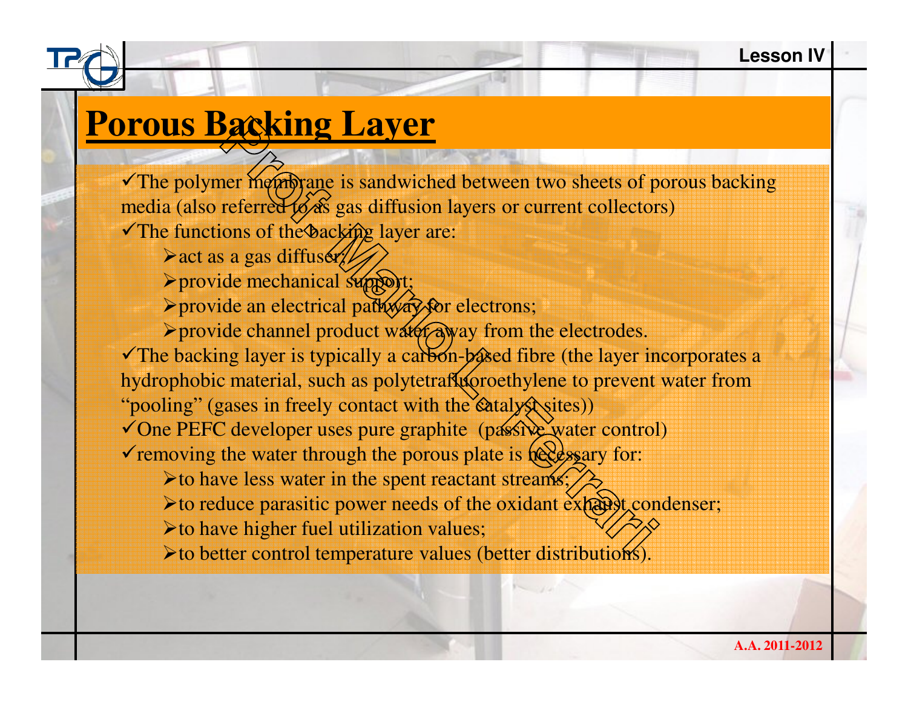# Porous Backing Layer

- ✓The polymer membrane is sandwiched between two sheets of porous backing media (also referred to as gas diffusion layers or current collectors)
- ✓The functions of the backing layer are:
  - ➢act as a gas diffuser;
  - ➢provide mechanical support;
  - ➢provide an electrical pathway for electrons;
  - ➢provide channel product water away from the electrodes.
- ✓The backing layer is typically a carbon-based fibre (the layer incorporates a hydrophobic material, such as polytetrafluoroethylene to prevent water from "pooling" (gases in freely contact with the catalyst sites))
- ✓One PEFC developer uses pure graphite (passive water control)
- ✓removing the water through the porous plate is necessary for:
  - ➢to have less water in the spent reactant streams;
  - ➢to reduce parasitic power needs of the oxidant exhaust condenser;
  - ➢to have higher fuel utilization values;
  - ➢to better control temperature values (better distributions).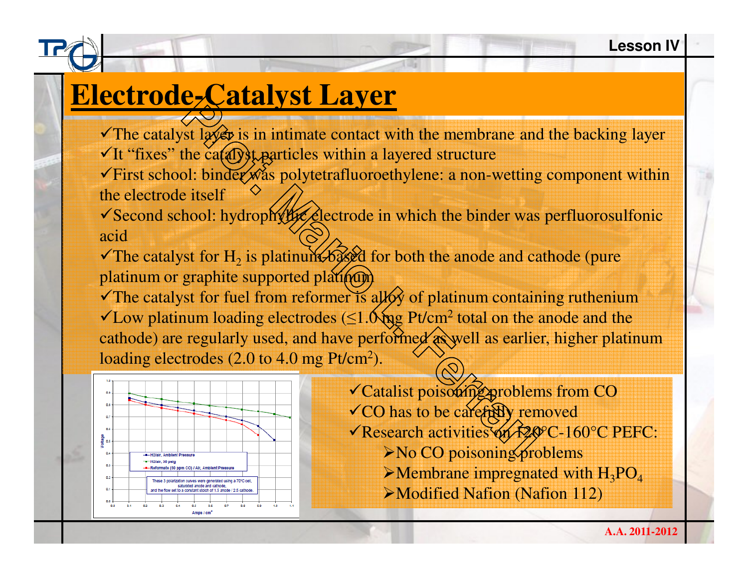# Electrode-Catalyst Layer

- ✓The catalyst layer is in intimate contact with the membrane and the backing layer
- ✓It "fixes" the catalyst particles within a layered structure
- ✓First school: binder was polytetrafluoroethylene: a non-wetting component within the electrode itself
- ✓Second school: hydrophylic electrode in which the binder was perfluorosulfonic acid
- ✓The catalyst for $H_2$ is platinum-based for both the anode and cathode (pure platinum or graphite supported platinum)
- ✓The catalyst for fuel from reformer is alloy of platinum containing ruthenium
- ✓Low platinum loading electrodes (≤1.0 mg Pt/cm$^2$ total on the anode and the cathode) are regularly used, and have performed as well as earlier, higher platinum loading electrodes (2.0 to 4.0 mg Pt/cm$^2$).

- ✓Catalist poisoning problems from CO
- ✓CO has to be carefully removed
- ✓Research activities on 120°C-160°C PEFC:
  - ➢No CO poisoning problems
  - ➢Membrane impregnated with $H_3PO_4$
  - ➢Modified Nafion (Nafion 112)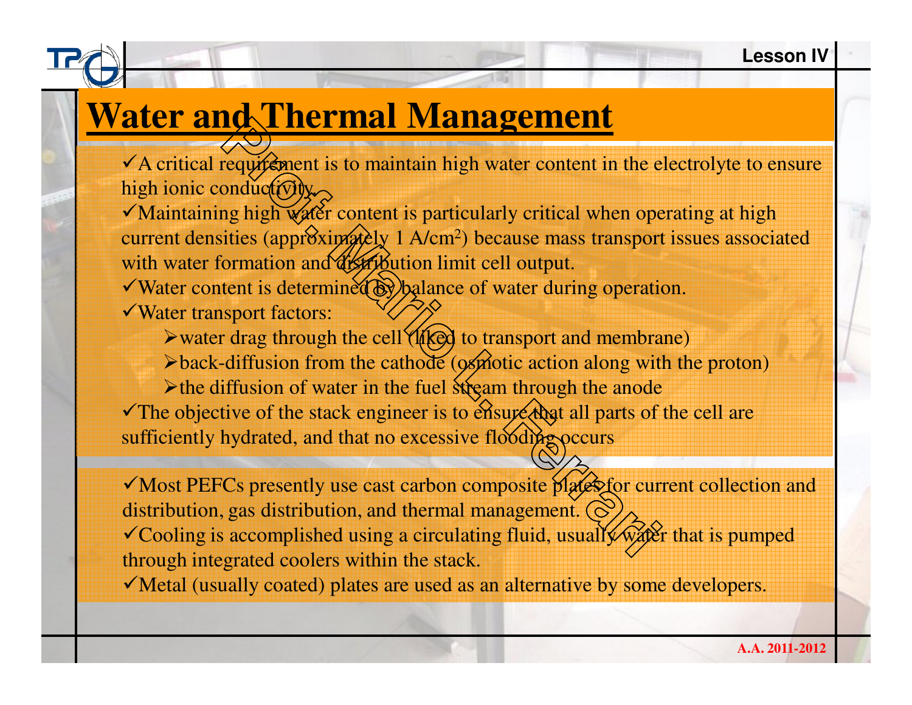# Water and Thermal Management

- ✓A critical requirement is to maintain high water content in the electrolyte to ensure high ionic conductivity.
- ✓Maintaining high water content is particularly critical when operating at high current densities (approximately 1 A/cm$^2$) because mass transport issues associated with water formation and distribution limit cell output.
- ✓Water content is determined by balance of water during operation.
- ✓Water transport factors:
  - ➢water drag through the cell (liked to transport and membrane)
  - ➢back-diffusion from the cathode (osmotic action along with the proton)
  - ➢the diffusion of water in the fuel stream through the anode
- ✓The objective of the stack engineer is to ensure that all parts of the cell are sufficiently hydrated, and that no excessive flooding occurs

- ✓Most PEFCs presently use cast carbon composite plates for current collection and distribution, gas distribution, and thermal management.
- ✓Cooling is accomplished using a circulating fluid, usually water that is pumped through integrated coolers within the stack.
- ✓Metal (usually coated) plates are used as an alternative by some developers.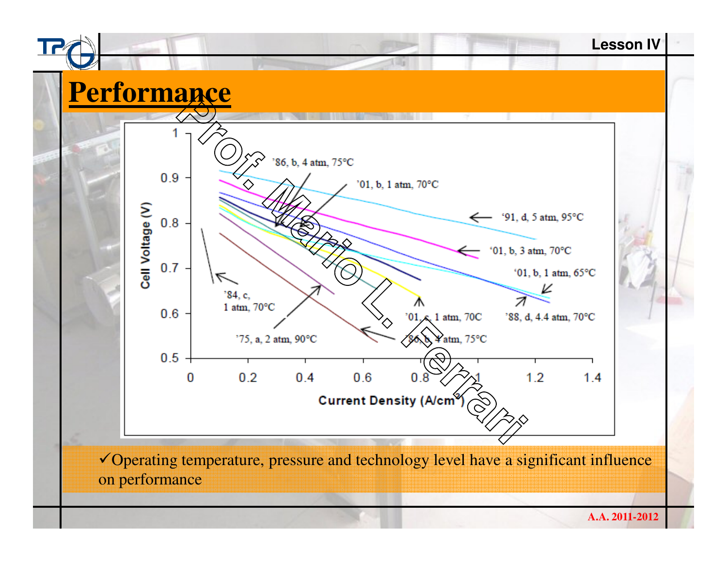# Performance

Cell Voltage (V)

Current Density (A/cm²)

'86, b, 4 atm, 75°C

'01, b, 1 atm, 70°C

'91, d, 5 atm, 95°C

'01, b, 3 atm, 70°C

'01, b, 1 atm, 65°C

'84, c, 1 atm, 70°C

'01, c, 1 atm, 70C

'88, d, 4.4 atm, 70°C

'75, a, 2 atm, 90°C

'86, b, 4 atm, 75°C

✓Operating temperature, pressure and technology level have a significant influence on performance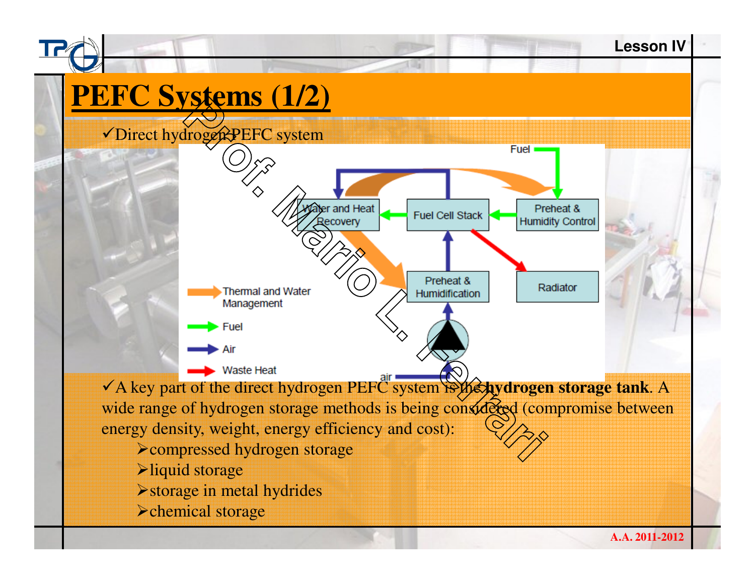# PEFC Systems (1/2)

✓Direct hydrogen PEFC system

✓A key part of the direct hydrogen PEFC system is the **hydrogen storage tank**. A wide range of hydrogen storage methods is being considered (compromise between energy density, weight, energy efficiency and cost):

- compressed hydrogen storage
- liquid storage
- storage in metal hydrides
- chemical storage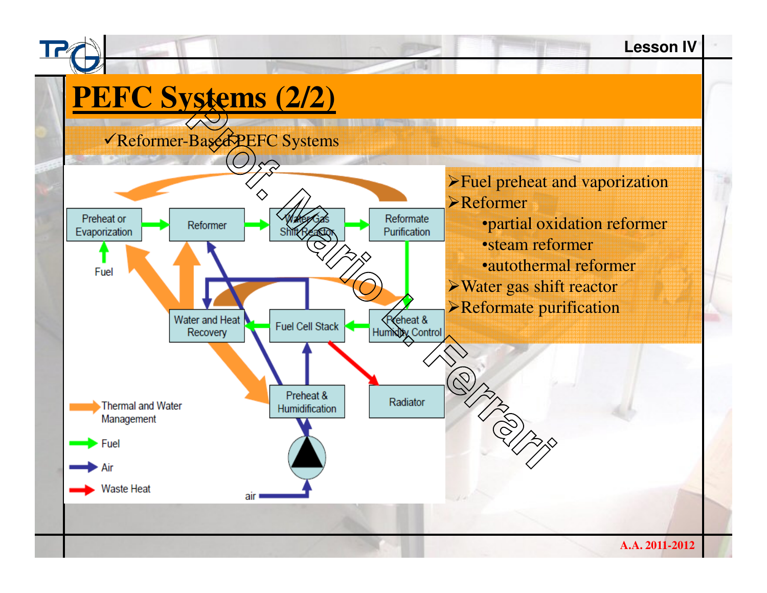# PEFC Systems (2/2)

✓Reformer-Based PEFC Systems

Preheat or Evaporization → Reformer → Water Gas Shift Reactor → Reformate Purification → Preheat & Humidity Control → Fuel Cell Stack → Water and Heat Recovery

Fuel

Preheat & Humidification

Radiator

air

Thermal and Water Management

Fuel

Air

Waste Heat

- ➢Fuel preheat and vaporization
- ➢Reformer
  - •partial oxidation reformer
  - •steam reformer
  - •autothermal reformer
- ➢Water gas shift reactor
- ➢Reformate purification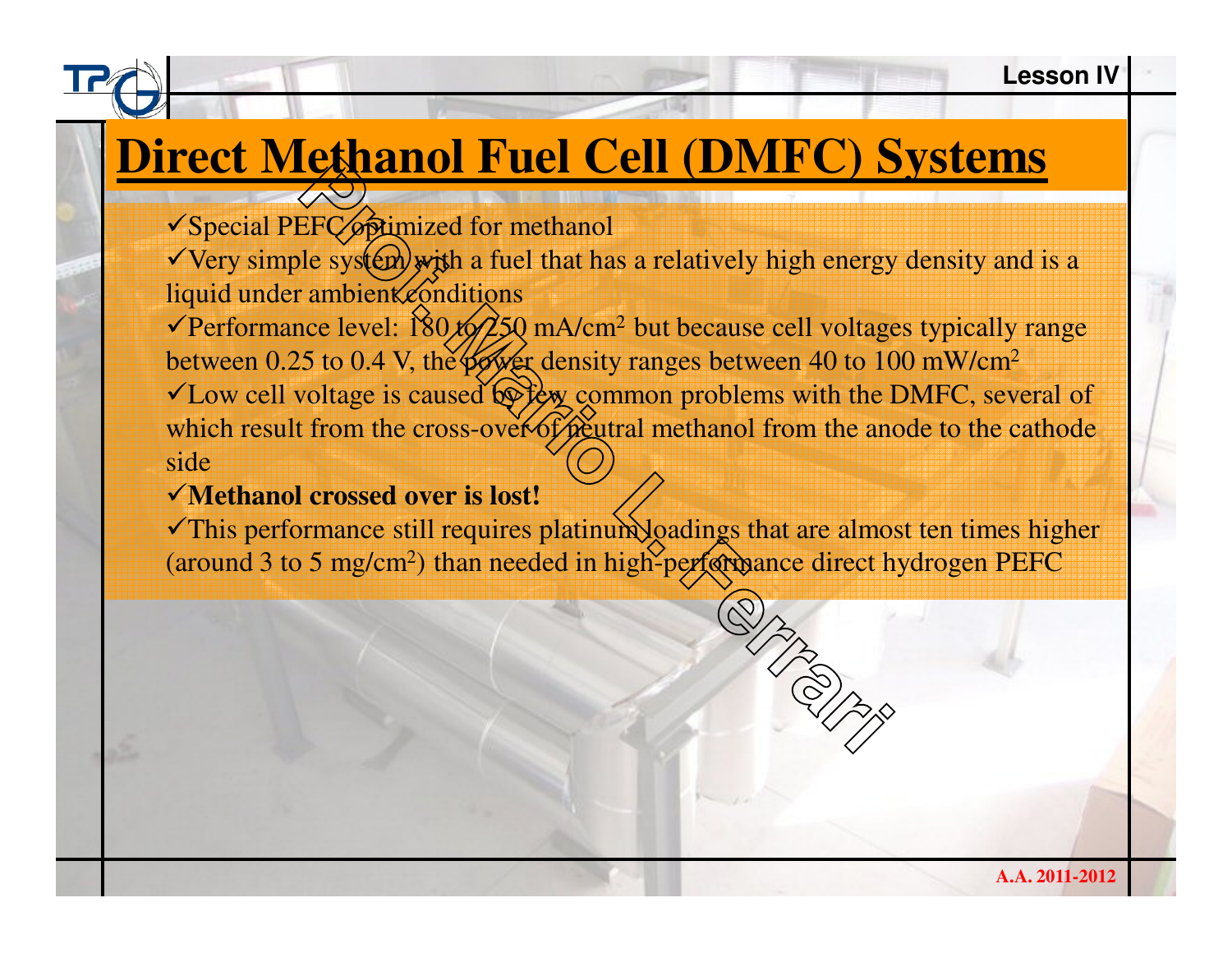# Direct Methanol Fuel Cell (DMFC) Systems

- ✓Special PEFC optimized for methanol
- ✓Very simple system with a fuel that has a relatively high energy density and is a liquid under ambient conditions
- ✓Performance level: 180 to 250 mA/cm$^2$ but because cell voltages typically range between 0.25 to 0.4 V, the power density ranges between 40 to 100 mW/cm$^2$
- ✓Low cell voltage is caused by few common problems with the DMFC, several of which result from the cross-over of neutral methanol from the anode to the cathode side
- ✓**Methanol crossed over is lost!**
- ✓This performance still requires platinum loadings that are almost ten times higher (around 3 to 5 mg/cm$^2$) than needed in high-performance direct hydrogen PEFC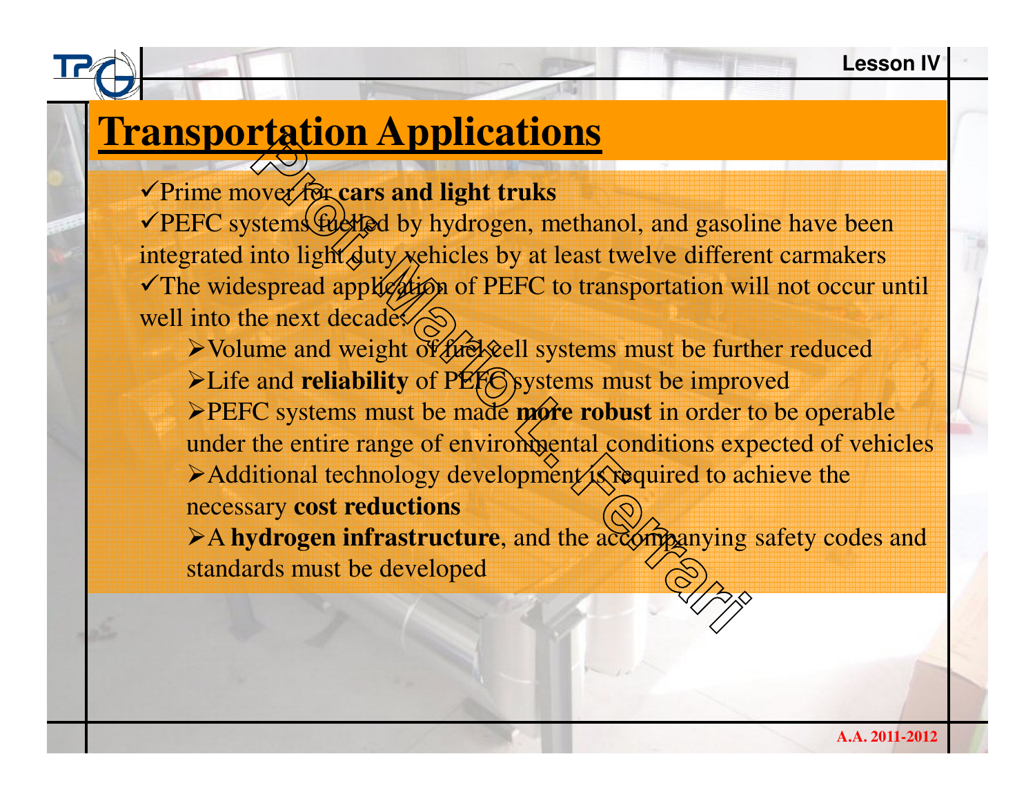# Transportation Applications

- ✓Prime mover for **cars and light truks**
- ✓PEFC systems fuelled by hydrogen, methanol, and gasoline have been integrated into light duty vehicles by at least twelve different carmakers
- ✓The widespread application of PEFC to transportation will not occur until well into the next decade:
  - ➢Volume and weight of fuel cell systems must be further reduced
  - ➢Life and **reliability** of PEFC systems must be improved
  - ➢PEFC systems must be made **more robust** in order to be operable under the entire range of environmental conditions expected of vehicles
  - ➢Additional technology development is required to achieve the necessary **cost reductions**
  - ➢A **hydrogen infrastructure**, and the accompanying safety codes and standards must be developed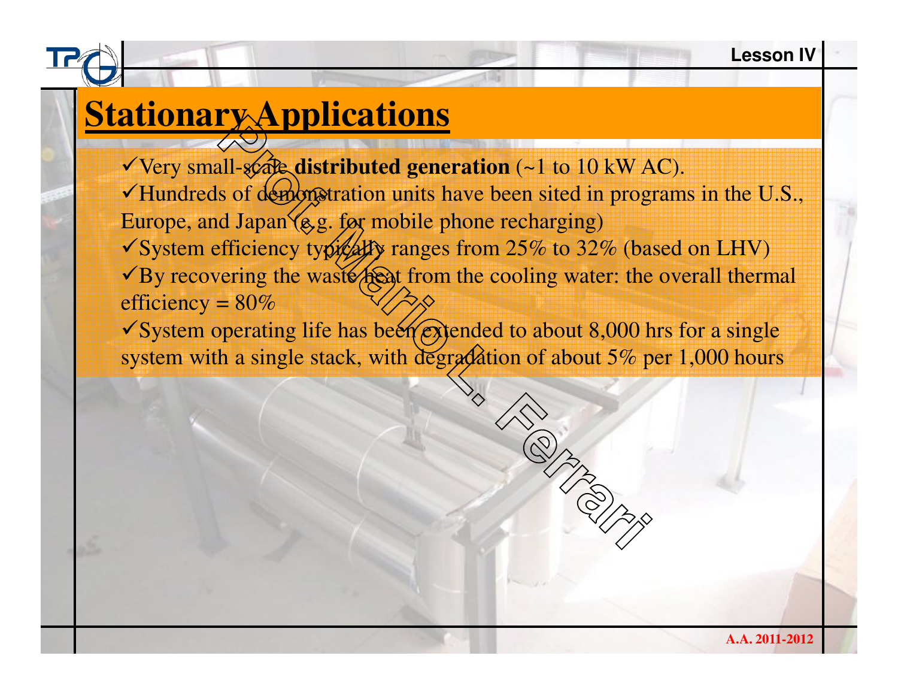# Stationary Applications

- ✓Very small-scale **distributed generation** (~1 to 10 kW AC).
- ✓Hundreds of demonstration units have been sited in programs in the U.S., Europe, and Japan (e.g. for mobile phone recharging)
- ✓System efficiency typically ranges from 25% to 32% (based on LHV)
- ✓By recovering the waste heat from the cooling water: the overall thermal efficiency = 80%
- ✓System operating life has been extended to about 8,000 hrs for a single system with a single stack, with degradation of about 5% per 1,000 hours